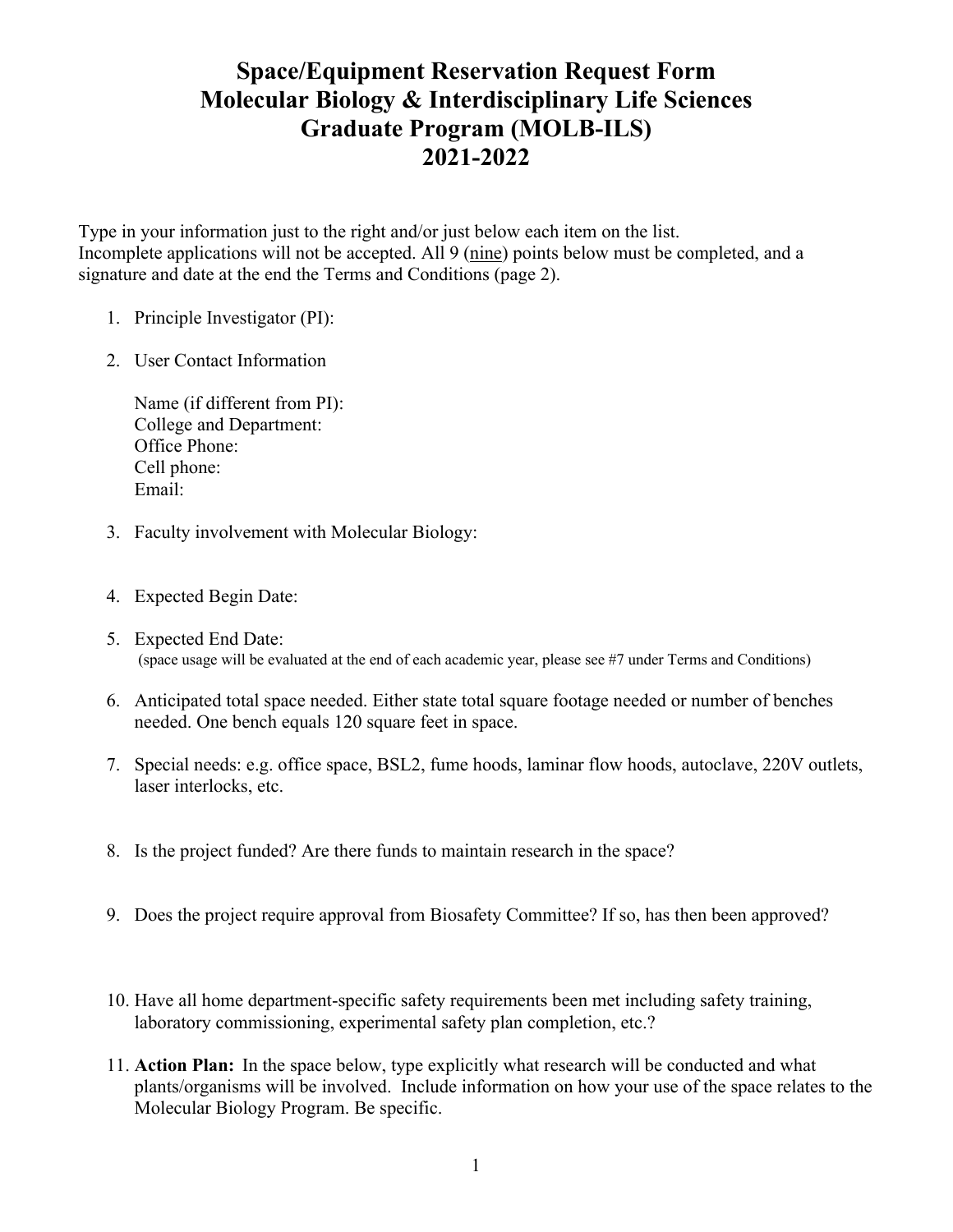# Space/Equipment Reservation Request Form
# Molecular Biology & Interdisciplinary Life Sciences
# Graduate Program (MOLB-ILS)
# 2021-2022

Type in your information just to the right and/or just below each item on the list.
Incomplete applications will not be accepted. All 9 (<u>nine</u>) points below must be completed, and a signature and date at the end the Terms and Conditions (page 2).

1. Principle Investigator (PI):

2. User Contact Information

   Name (if different from PI):
   College and Department:
   Office Phone:
   Cell phone:
   Email:

3. Faculty involvement with Molecular Biology:

4. Expected Begin Date:

5. Expected End Date:
   (space usage will be evaluated at the end of each academic year, please see #7 under Terms and Conditions)

6. Anticipated total space needed. Either state total square footage needed or number of benches needed. One bench equals 120 square feet in space.

7. Special needs: e.g. office space, BSL2, fume hoods, laminar flow hoods, autoclave, 220V outlets, laser interlocks, etc.

8. Is the project funded? Are there funds to maintain research in the space?

9. Does the project require approval from Biosafety Committee? If so, has then been approved?

10. Have all home department-specific safety requirements been met including safety training, laboratory commissioning, experimental safety plan completion, etc.?

11. **Action Plan:** In the space below, type explicitly what research will be conducted and what plants/organisms will be involved. Include information on how your use of the space relates to the Molecular Biology Program. Be specific.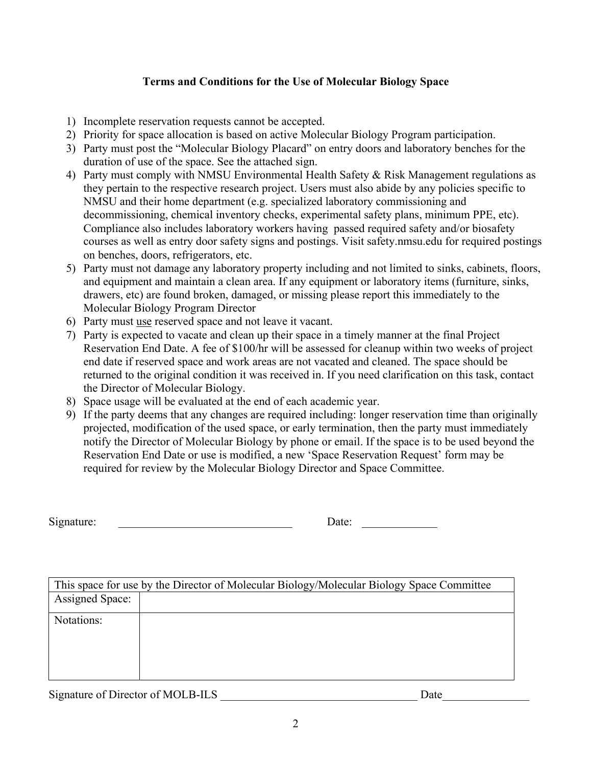**Terms and Conditions for the Use of Molecular Biology Space**

1) Incomplete reservation requests cannot be accepted.
2) Priority for space allocation is based on active Molecular Biology Program participation.
3) Party must post the "Molecular Biology Placard" on entry doors and laboratory benches for the duration of use of the space. See the attached sign.
4) Party must comply with NMSU Environmental Health Safety & Risk Management regulations as they pertain to the respective research project. Users must also abide by any policies specific to NMSU and their home department (e.g. specialized laboratory commissioning and decommissioning, chemical inventory checks, experimental safety plans, minimum PPE, etc). Compliance also includes laboratory workers having passed required safety and/or biosafety courses as well as entry door safety signs and postings. Visit safety.nmsu.edu for required postings on benches, doors, refrigerators, etc.
5) Party must not damage any laboratory property including and not limited to sinks, cabinets, floors, and equipment and maintain a clean area. If any equipment or laboratory items (furniture, sinks, drawers, etc) are found broken, damaged, or missing please report this immediately to the Molecular Biology Program Director
6) Party must <u>use</u> reserved space and not leave it vacant.
7) Party is expected to vacate and clean up their space in a timely manner at the final Project Reservation End Date. A fee of $100/hr will be assessed for cleanup within two weeks of project end date if reserved space and work areas are not vacated and cleaned. The space should be returned to the original condition it was received in. If you need clarification on this task, contact the Director of Molecular Biology.
8) Space usage will be evaluated at the end of each academic year.
9) If the party deems that any changes are required including: longer reservation time than originally projected, modification of the used space, or early termination, then the party must immediately notify the Director of Molecular Biology by phone or email. If the space is to be used beyond the Reservation End Date or use is modified, a new 'Space Reservation Request' form may be required for review by the Molecular Biology Director and Space Committee.

Signature: ______________________________ Date: _____________

| This space for use by the Director of Molecular Biology/Molecular Biology Space Committee | |
|---|---|
| Assigned Space: | |
| Notations: | |

Signature of Director of MOLB-ILS __________________________________ Date_______________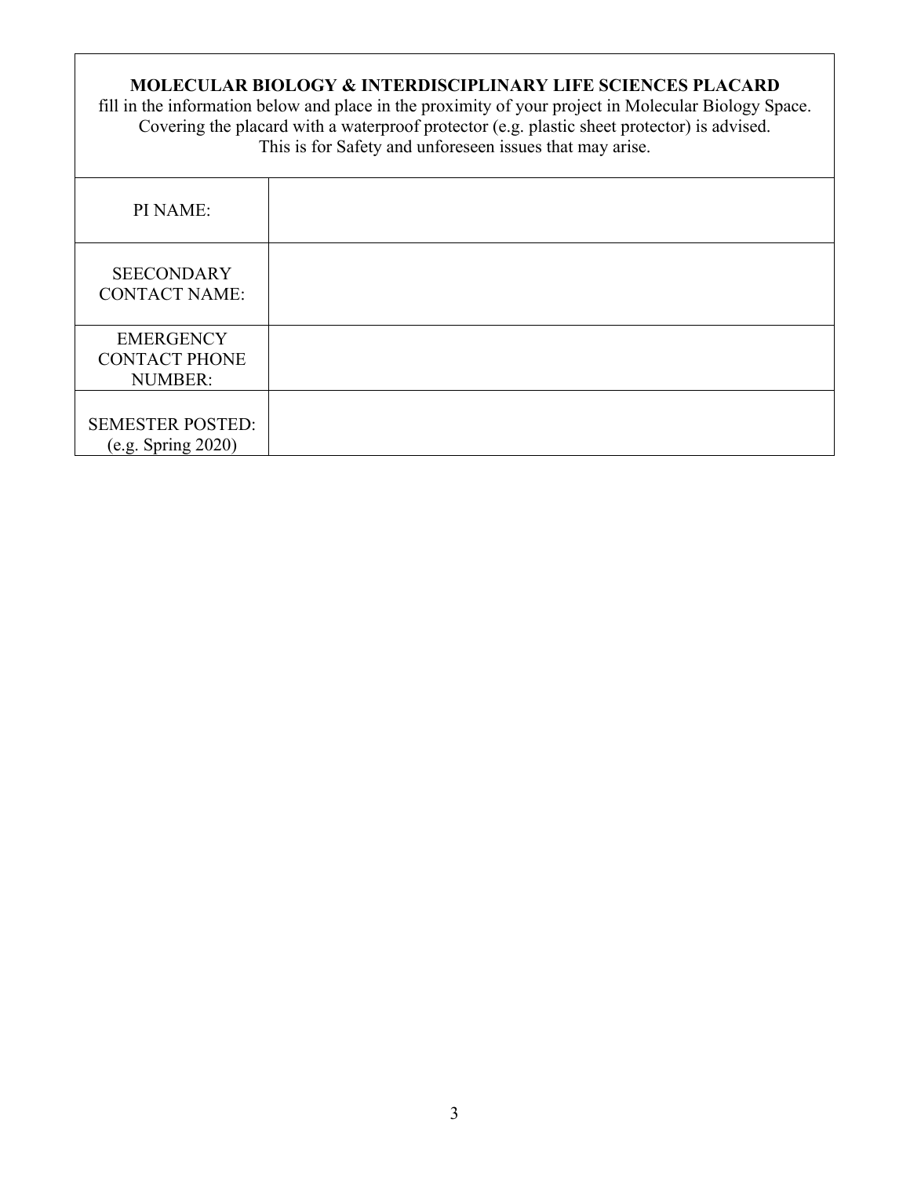**MOLECULAR BIOLOGY & INTERDISCIPLINARY LIFE SCIENCES PLACARD**

fill in the information below and place in the proximity of your project in Molecular Biology Space.
Covering the placard with a waterproof protector (e.g. plastic sheet protector) is advised.
This is for Safety and unforeseen issues that may arise.

| | |
|---|---|
| PI NAME: | |
| SEECONDARY CONTACT NAME: | |
| EMERGENCY CONTACT PHONE NUMBER: | |
| SEMESTER POSTED: (e.g. Spring 2020) | |